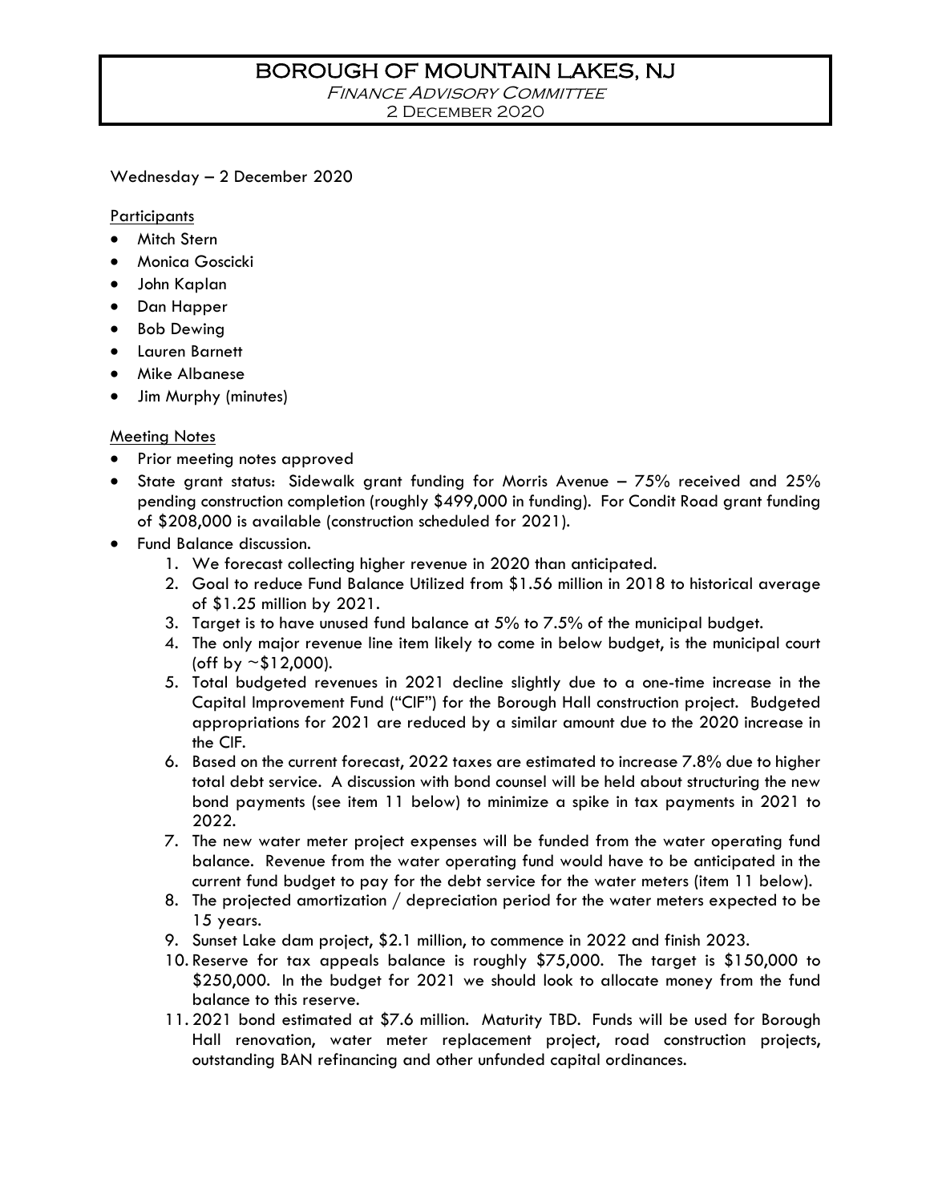# BOROUGH OF MOUNTAIN LAKES, NJ

Finance Advisory Committee

2 December 2020

Wednesday – 2 December 2020

Participants

- Mitch Stern
- Monica Goscicki
- John Kaplan
- Dan Happer
- Bob Dewing
- Lauren Barnett
- Mike Albanese
- Jim Murphy (minutes)

Meeting Notes

- Prior meeting notes approved
- State grant status: Sidewalk grant funding for Morris Avenue – 75% received and 25% pending construction completion (roughly $499,000 in funding). For Condit Road grant funding of $208,000 is available (construction scheduled for 2021).
- Fund Balance discussion.
    1. We forecast collecting higher revenue in 2020 than anticipated.
    2. Goal to reduce Fund Balance Utilized from $1.56 million in 2018 to historical average of $1.25 million by 2021.
    3. Target is to have unused fund balance at 5% to 7.5% of the municipal budget.
    4. The only major revenue line item likely to come in below budget, is the municipal court (off by ~$12,000).
    5. Total budgeted revenues in 2021 decline slightly due to a one-time increase in the Capital Improvement Fund ("CIF") for the Borough Hall construction project. Budgeted appropriations for 2021 are reduced by a similar amount due to the 2020 increase in the CIF.
    6. Based on the current forecast, 2022 taxes are estimated to increase 7.8% due to higher total debt service. A discussion with bond counsel will be held about structuring the new bond payments (see item 11 below) to minimize a spike in tax payments in 2021 to 2022.
    7. The new water meter project expenses will be funded from the water operating fund balance. Revenue from the water operating fund would have to be anticipated in the current fund budget to pay for the debt service for the water meters (item 11 below).
    8. The projected amortization / depreciation period for the water meters expected to be 15 years.
    9. Sunset Lake dam project, $2.1 million, to commence in 2022 and finish 2023.
    10. Reserve for tax appeals balance is roughly $75,000. The target is $150,000 to $250,000. In the budget for 2021 we should look to allocate money from the fund balance to this reserve.
    11. 2021 bond estimated at $7.6 million. Maturity TBD. Funds will be used for Borough Hall renovation, water meter replacement project, road construction projects, outstanding BAN refinancing and other unfunded capital ordinances.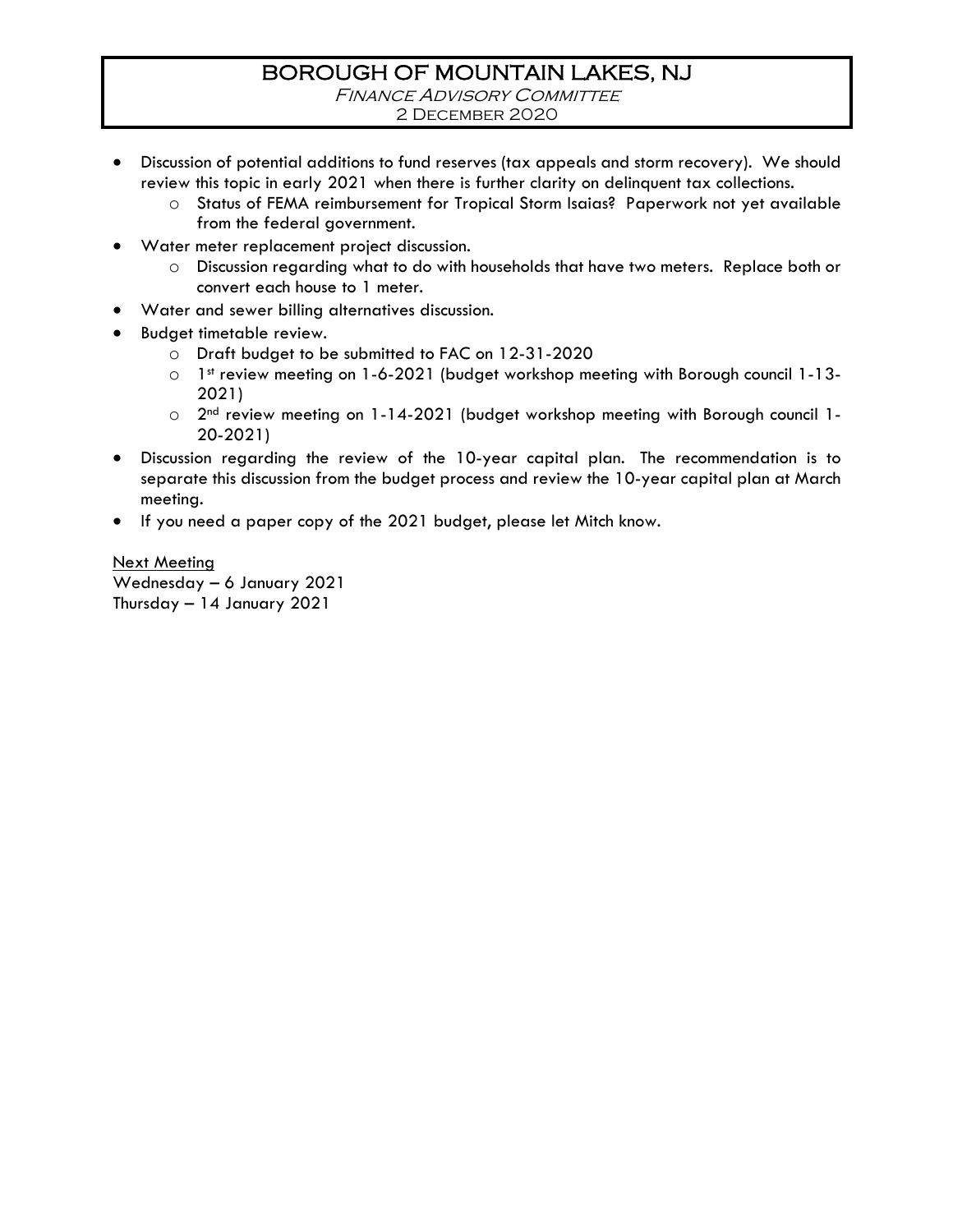# BOROUGH OF MOUNTAIN LAKES, NJ

### Finance Advisory Committee

### 2 December 2020

- Discussion of potential additions to fund reserves (tax appeals and storm recovery). We should review this topic in early 2021 when there is further clarity on delinquent tax collections.
  - Status of FEMA reimbursement for Tropical Storm Isaias? Paperwork not yet available from the federal government.
- Water meter replacement project discussion.
  - Discussion regarding what to do with households that have two meters. Replace both or convert each house to 1 meter.
- Water and sewer billing alternatives discussion.
- Budget timetable review.
  - Draft budget to be submitted to FAC on 12-31-2020
  - 1st review meeting on 1-6-2021 (budget workshop meeting with Borough council 1-13-2021)
  - 2nd review meeting on 1-14-2021 (budget workshop meeting with Borough council 1-20-2021)
- Discussion regarding the review of the 10-year capital plan. The recommendation is to separate this discussion from the budget process and review the 10-year capital plan at March meeting.
- If you need a paper copy of the 2021 budget, please let Mitch know.

<u>Next Meeting</u>

Wednesday – 6 January 2021

Thursday – 14 January 2021